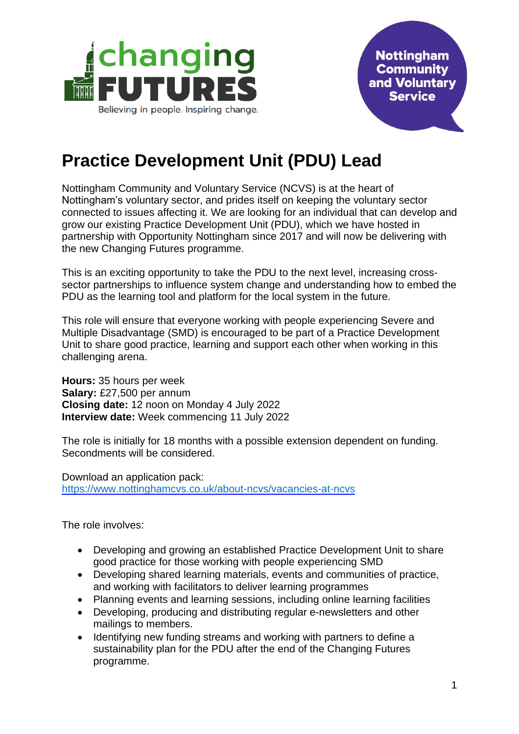# Practice Development Unit (PDU) Lead

Nottingham Community and Voluntary Service (NCVS) is at the heart of Nottingham's voluntary sector, and prides itself on keeping the voluntary sector connected to issues affecting it. We are looking for an individual that can develop and grow our existing Practice Development Unit (PDU), which we have hosted in partnership with Opportunity Nottingham since 2017 and will now be delivering with the new Changing Futures programme.

This is an exciting opportunity to take the PDU to the next level, increasing cross-sector partnerships to influence system change and understanding how to embed the PDU as the learning tool and platform for the local system in the future.

This role will ensure that everyone working with people experiencing Severe and Multiple Disadvantage (SMD) is encouraged to be part of a Practice Development Unit to share good practice, learning and support each other when working in this challenging arena.

**Hours:** 35 hours per week
**Salary:** £27,500 per annum
**Closing date:** 12 noon on Monday 4 July 2022
**Interview date:** Week commencing 11 July 2022

The role is initially for 18 months with a possible extension dependent on funding. Secondments will be considered.

Download an application pack:
https://www.nottinghamcvs.co.uk/about-ncvs/vacancies-at-ncvs

The role involves:

- Developing and growing an established Practice Development Unit to share good practice for those working with people experiencing SMD
- Developing shared learning materials, events and communities of practice, and working with facilitators to deliver learning programmes
- Planning events and learning sessions, including online learning facilities
- Developing, producing and distributing regular e-newsletters and other mailings to members.
- Identifying new funding streams and working with partners to define a sustainability plan for the PDU after the end of the Changing Futures programme.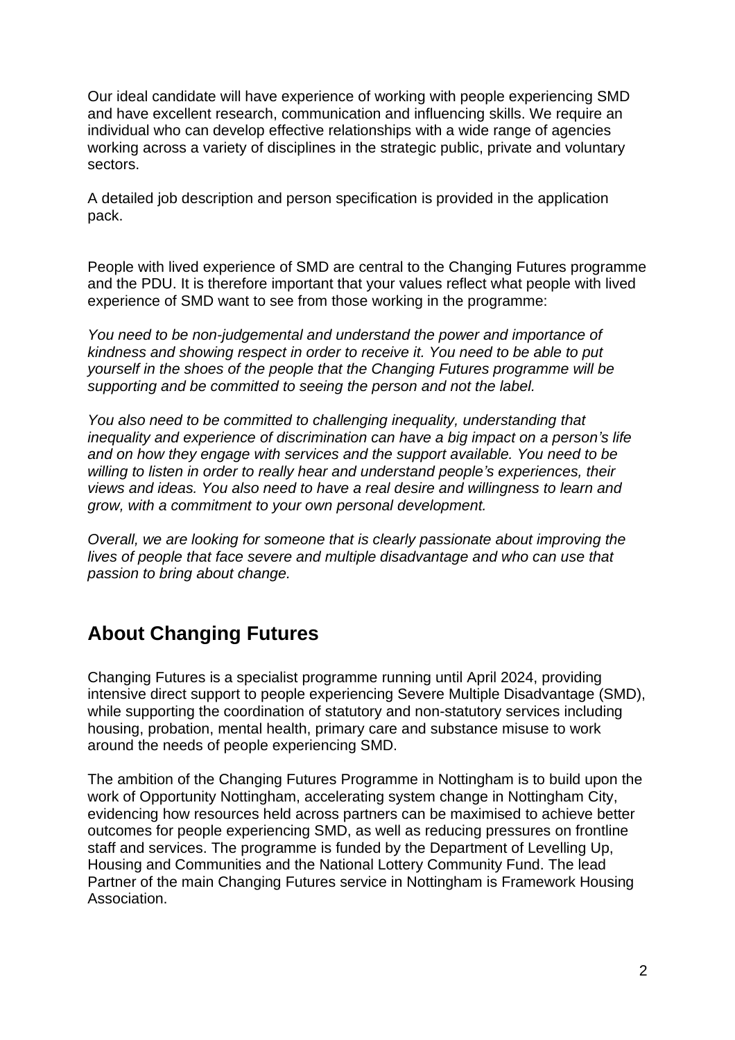Our ideal candidate will have experience of working with people experiencing SMD and have excellent research, communication and influencing skills. We require an individual who can develop effective relationships with a wide range of agencies working across a variety of disciplines in the strategic public, private and voluntary sectors.

A detailed job description and person specification is provided in the application pack.

People with lived experience of SMD are central to the Changing Futures programme and the PDU. It is therefore important that your values reflect what people with lived experience of SMD want to see from those working in the programme:

*You need to be non-judgemental and understand the power and importance of kindness and showing respect in order to receive it. You need to be able to put yourself in the shoes of the people that the Changing Futures programme will be supporting and be committed to seeing the person and not the label.*

*You also need to be committed to challenging inequality, understanding that inequality and experience of discrimination can have a big impact on a person's life and on how they engage with services and the support available. You need to be willing to listen in order to really hear and understand people's experiences, their views and ideas. You also need to have a real desire and willingness to learn and grow, with a commitment to your own personal development.*

*Overall, we are looking for someone that is clearly passionate about improving the lives of people that face severe and multiple disadvantage and who can use that passion to bring about change.*

## About Changing Futures

Changing Futures is a specialist programme running until April 2024, providing intensive direct support to people experiencing Severe Multiple Disadvantage (SMD), while supporting the coordination of statutory and non-statutory services including housing, probation, mental health, primary care and substance misuse to work around the needs of people experiencing SMD.

The ambition of the Changing Futures Programme in Nottingham is to build upon the work of Opportunity Nottingham, accelerating system change in Nottingham City, evidencing how resources held across partners can be maximised to achieve better outcomes for people experiencing SMD, as well as reducing pressures on frontline staff and services. The programme is funded by the Department of Levelling Up, Housing and Communities and the National Lottery Community Fund. The lead Partner of the main Changing Futures service in Nottingham is Framework Housing Association.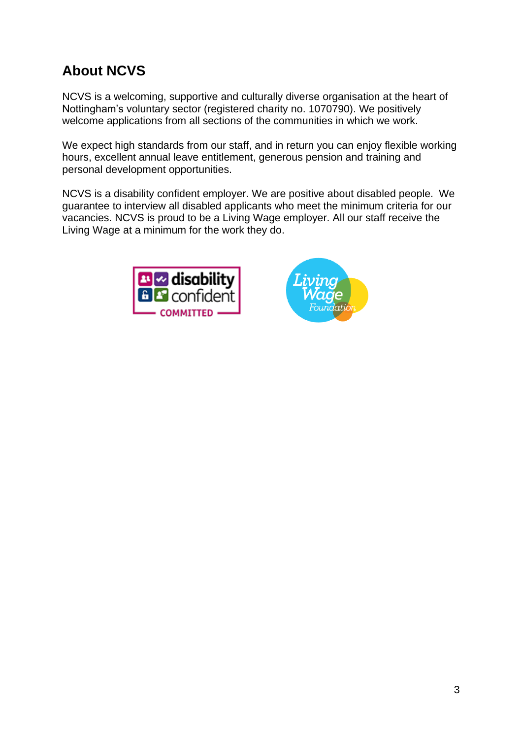## About NCVS

NCVS is a welcoming, supportive and culturally diverse organisation at the heart of Nottingham's voluntary sector (registered charity no. 1070790). We positively welcome applications from all sections of the communities in which we work.

We expect high standards from our staff, and in return you can enjoy flexible working hours, excellent annual leave entitlement, generous pension and training and personal development opportunities.

NCVS is a disability confident employer. We are positive about disabled people. We guarantee to interview all disabled applicants who meet the minimum criteria for our vacancies. NCVS is proud to be a Living Wage employer. All our staff receive the Living Wage at a minimum for the work they do.